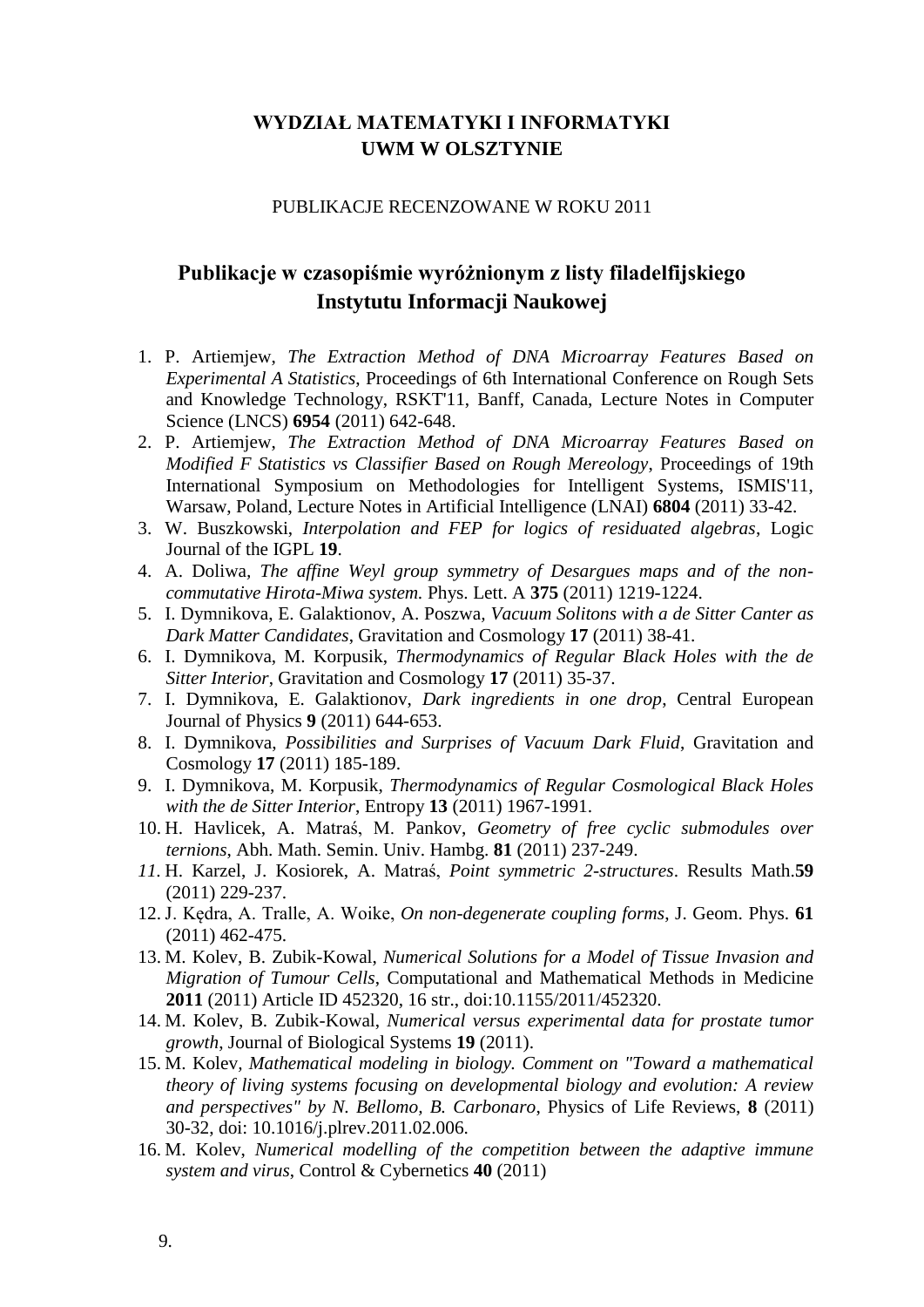**WYDZIAŁ MATEMATYKI I INFORMATYKI**
**UWM W OLSZTYNIE**

PUBLIKACJE RECENZOWANE W ROKU 2011

## Publikacje w czasopiśmie wyróżnionym z listy filadelfijskiego Instytutu Informacji Naukowej

1. P. Artiemjew, *The Extraction Method of DNA Microarray Features Based on Experimental A Statistics*, Proceedings of 6th International Conference on Rough Sets and Knowledge Technology, RSKT'11, Banff, Canada, Lecture Notes in Computer Science (LNCS) **6954** (2011) 642-648.
2. P. Artiemjew, *The Extraction Method of DNA Microarray Features Based on Modified F Statistics vs Classifier Based on Rough Mereology*, Proceedings of 19th International Symposium on Methodologies for Intelligent Systems, ISMIS'11, Warsaw, Poland, Lecture Notes in Artificial Intelligence (LNAI) **6804** (2011) 33-42.
3. W. Buszkowski, *Interpolation and FEP for logics of residuated algebras*, Logic Journal of the IGPL **19**.
4. A. Doliwa, *The affine Weyl group symmetry of Desargues maps and of the non-commutative Hirota-Miwa system.* Phys. Lett. A **375** (2011) 1219-1224.
5. I. Dymnikova, E. Galaktionov, A. Poszwa, *Vacuum Solitons with a de Sitter Canter as Dark Matter Candidates*, Gravitation and Cosmology **17** (2011) 38-41.
6. I. Dymnikova, M. Korpusik, *Thermodynamics of Regular Black Holes with the de Sitter Interior*, Gravitation and Cosmology **17** (2011) 35-37.
7. I. Dymnikova, E. Galaktionov, *Dark ingredients in one drop*, Central European Journal of Physics **9** (2011) 644-653.
8. I. Dymnikova, *Possibilities and Surprises of Vacuum Dark Fluid*, Gravitation and Cosmology **17** (2011) 185-189.
9. I. Dymnikova, M. Korpusik, *Thermodynamics of Regular Cosmological Black Holes with the de Sitter Interior*, Entropy **13** (2011) 1967-1991.
10. H. Havlicek, A. Matraś, M. Pankov, *Geometry of free cyclic submodules over ternions*, Abh. Math. Semin. Univ. Hambg. **81** (2011) 237-249.
11. H. Karzel, J. Kosiorek, A. Matraś, *Point symmetric 2-structures*. Results Math.**59** (2011) 229-237.
12. J. Kędra, A. Tralle, A. Woike, *On non-degenerate coupling forms*, J. Geom. Phys. **61** (2011) 462-475.
13. M. Kolev, B. Zubik-Kowal, *Numerical Solutions for a Model of Tissue Invasion and Migration of Tumour Cells*, Computational and Mathematical Methods in Medicine **2011** (2011) Article ID 452320, 16 str., doi:10.1155/2011/452320.
14. M. Kolev, B. Zubik-Kowal, *Numerical versus experimental data for prostate tumor growth*, Journal of Biological Systems **19** (2011).
15. M. Kolev, *Mathematical modeling in biology. Comment on "Toward a mathematical theory of living systems focusing on developmental biology and evolution: A review and perspectives" by N. Bellomo, B. Carbonaro*, Physics of Life Reviews, **8** (2011) 30-32, doi: 10.1016/j.plrev.2011.02.006.
16. M. Kolev, *Numerical modelling of the competition between the adaptive immune system and virus*, Control & Cybernetics **40** (2011)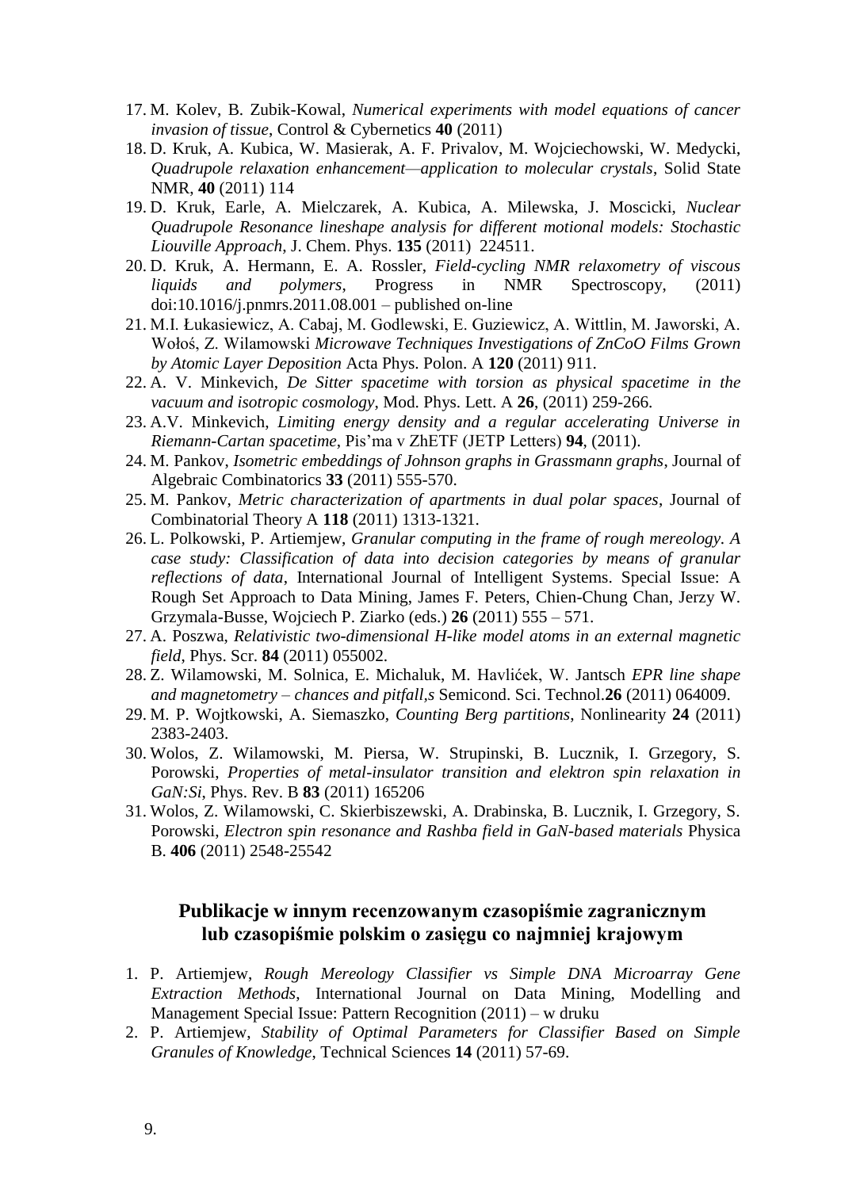17. M. Kolev, B. Zubik-Kowal, *Numerical experiments with model equations of cancer invasion of tissue*, Control & Cybernetics **40** (2011)
18. D. Kruk, A. Kubica, W. Masierak, A. F. Privalov, M. Wojciechowski, W. Medycki, *Quadrupole relaxation enhancement—application to molecular crystals*, Solid State NMR, **40** (2011) 114
19. D. Kruk, Earle, A. Mielczarek, A. Kubica, A. Milewska, J. Moscicki, *Nuclear Quadrupole Resonance lineshape analysis for different motional models: Stochastic Liouville Approach*, J. Chem. Phys. **135** (2011) 224511.
20. D. Kruk, A. Hermann, E. A. Rossler, *Field-cycling NMR relaxometry of viscous liquids and polymers*, Progress in NMR Spectroscopy, (2011) doi:10.1016/j.pnmrs.2011.08.001 – published on-line
21. M.I. Łukasiewicz, A. Cabaj, M. Godlewski, E. Guziewicz, A. Wittlin, M. Jaworski, A. Wołoś, Z. Wilamowski *Microwave Techniques Investigations of ZnCoO Films Grown by Atomic Layer Deposition* Acta Phys. Polon. A **120** (2011) 911.
22. A. V. Minkevich, *De Sitter spacetime with torsion as physical spacetime in the vacuum and isotropic cosmology*, Mod. Phys. Lett. A **26**, (2011) 259-266.
23. A.V. Minkevich, *Limiting energy density and a regular accelerating Universe in Riemann-Cartan spacetime*, Pis'ma v ZhETF (JETP Letters) **94**, (2011).
24. M. Pankov, *Isometric embeddings of Johnson graphs in Grassmann graphs*, Journal of Algebraic Combinatorics **33** (2011) 555-570.
25. M. Pankov, *Metric characterization of apartments in dual polar spaces*, Journal of Combinatorial Theory A **118** (2011) 1313-1321.
26. L. Polkowski, P. Artiemjew, *Granular computing in the frame of rough mereology. A case study: Classification of data into decision categories by means of granular reflections of data*, International Journal of Intelligent Systems. Special Issue: A Rough Set Approach to Data Mining, James F. Peters, Chien-Chung Chan, Jerzy W. Grzymala-Busse, Wojciech P. Ziarko (eds.) **26** (2011) 555 – 571.
27. A. Poszwa, *Relativistic two-dimensional H-like model atoms in an external magnetic field*, Phys. Scr. **84** (2011) 055002.
28. Z. Wilamowski, M. Solnica, E. Michaluk, M. Havlićek, W. Jantsch *EPR line shape and magnetometry – chances and pitfall,s* Semicond. Sci. Technol.**26** (2011) 064009.
29. M. P. Wojtkowski, A. Siemaszko, *Counting Berg partitions*, Nonlinearity **24** (2011) 2383-2403.
30. Wolos, Z. Wilamowski, M. Piersa, W. Strupinski, B. Lucznik, I. Grzegory, S. Porowski, *Properties of metal-insulator transition and elektron spin relaxation in GaN:Si*, Phys. Rev. B **83** (2011) 165206
31. Wolos, Z. Wilamowski, C. Skierbiszewski, A. Drabinska, B. Lucznik, I. Grzegory, S. Porowski, *Electron spin resonance and Rashba field in GaN-based materials* Physica B. **406** (2011) 2548-25542

## Publikacje w innym recenzowanym czasopiśmie zagranicznym lub czasopiśmie polskim o zasięgu co najmniej krajowym

1. P. Artiemjew, *Rough Mereology Classifier vs Simple DNA Microarray Gene Extraction Methods*, International Journal on Data Mining, Modelling and Management Special Issue: Pattern Recognition (2011) – w druku
2. P. Artiemjew, *Stability of Optimal Parameters for Classifier Based on Simple Granules of Knowledge*, Technical Sciences **14** (2011) 57-69.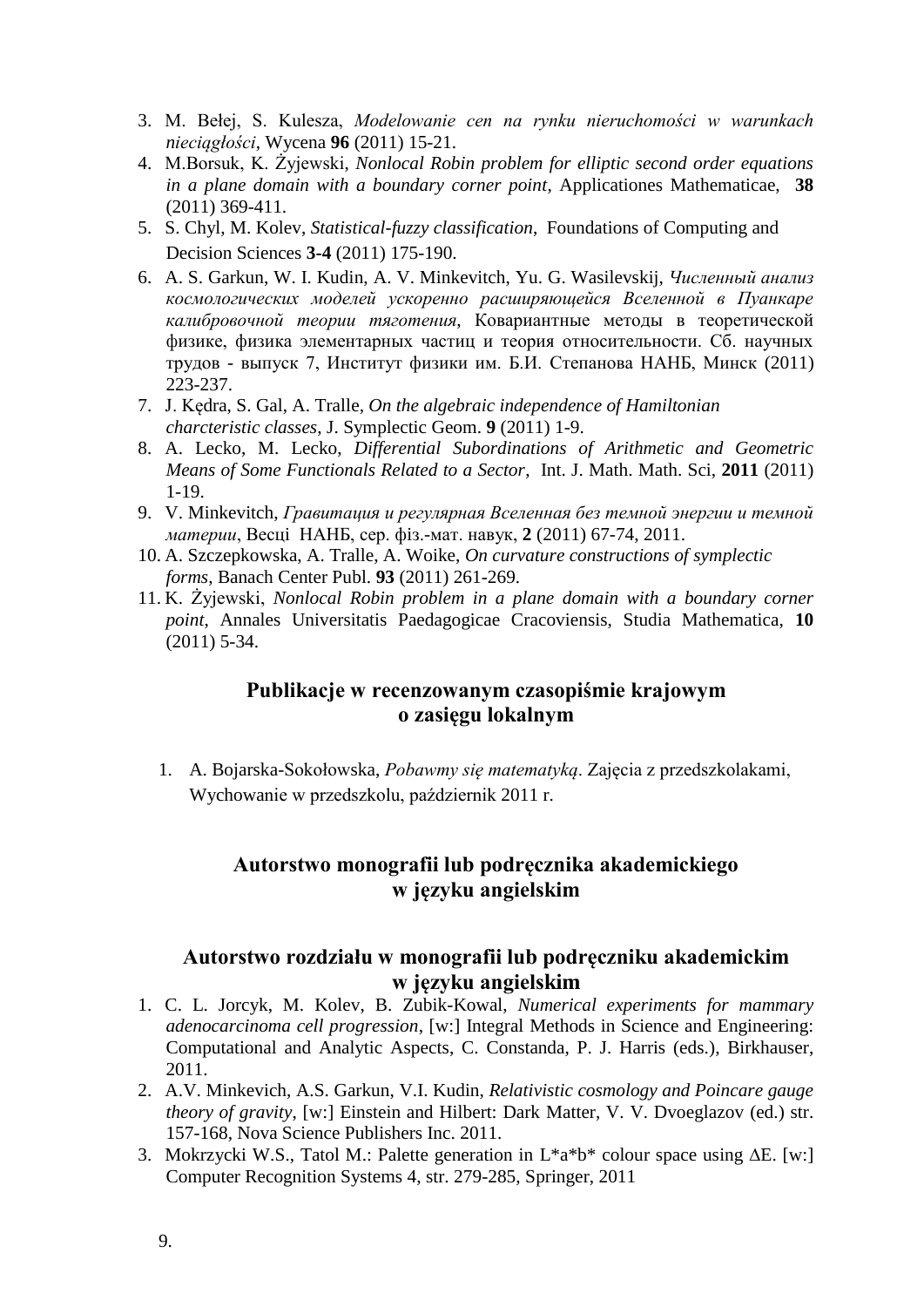3. M. Bełej, S. Kulesza, *Modelowanie cen na rynku nieruchomości w warunkach nieciągłości*, Wycena **96** (2011) 15-21.
4. M.Borsuk, K. Żyjewski, *Nonlocal Robin problem for elliptic second order equations in a plane domain with a boundary corner point*, Applicationes Mathematicae, **38** (2011) 369-411.
5. S. Chyl, M. Kolev, *Statistical-fuzzy classification*, Foundations of Computing and Decision Sciences **3-4** (2011) 175-190.
6. A. S. Garkun, W. I. Kudin, A. V. Minkevitch, Yu. G. Wasilevskij, *Численный анализ космологических моделей ускоренно расширяющейся Вселенной в Пуанкаре калибровочной теории тяготения*, Ковариантные методы в теоретической физике, физика элементарных частиц и теория относительности. Сб. научных трудов - выпуск 7, Институт физики им. Б.И. Степанова НАНБ, Минск (2011) 223-237.
7. J. Kędra, S. Gal, A. Tralle, *On the algebraic independence of Hamiltonian charcteristic classes*, J. Symplectic Geom. **9** (2011) 1-9.
8. A. Lecko, M. Lecko, *Differential Subordinations of Arithmetic and Geometric Means of Some Functionals Related to a Sector*, Int. J. Math. Math. Sci, **2011** (2011) 1-19.
9. V. Minkevitch, *Гравитация и регулярная Вселенная без темной энергии и темной материи*, Весці НАНБ, сер. фіз.-мат. навук, **2** (2011) 67-74, 2011.
10. A. Szczepkowska, A. Tralle, A. Woike, *On curvature constructions of symplectic forms*, Banach Center Publ. **93** (2011) 261-269.
11. K. Żyjewski, *Nonlocal Robin problem in a plane domain with a boundary corner point*, Annales Universitatis Paedagogicae Cracoviensis, Studia Mathematica, **10** (2011) 5-34.

## Publikacje w recenzowanym czasopiśmie krajowym o zasięgu lokalnym

1. A. Bojarska-Sokołowska, *Pobawmy się matematyką*. Zajęcia z przedszkolakami, Wychowanie w przedszkolu, październik 2011 r.

## Autorstwo monografii lub podręcznika akademickiego w języku angielskim

## Autorstwo rozdziału w monografii lub podręczniku akademickim w języku angielskim

1. C. L. Jorcyk, M. Kolev, B. Zubik-Kowal, *Numerical experiments for mammary adenocarcinoma cell progression*, [w:] Integral Methods in Science and Engineering: Computational and Analytic Aspects, C. Constanda, P. J. Harris (eds.), Birkhauser, 2011.
2. A.V. Minkevich, A.S. Garkun, V.I. Kudin, *Relativistic cosmology and Poincare gauge theory of gravity*, [w:] Einstein and Hilbert: Dark Matter, V. V. Dvoeglazov (ed.) str. 157-168, Nova Science Publishers Inc. 2011.
3. Mokrzycki W.S., Tatol M.: Palette generation in L*a*b* colour space using ΔE. [w:] Computer Recognition Systems 4, str. 279-285, Springer, 2011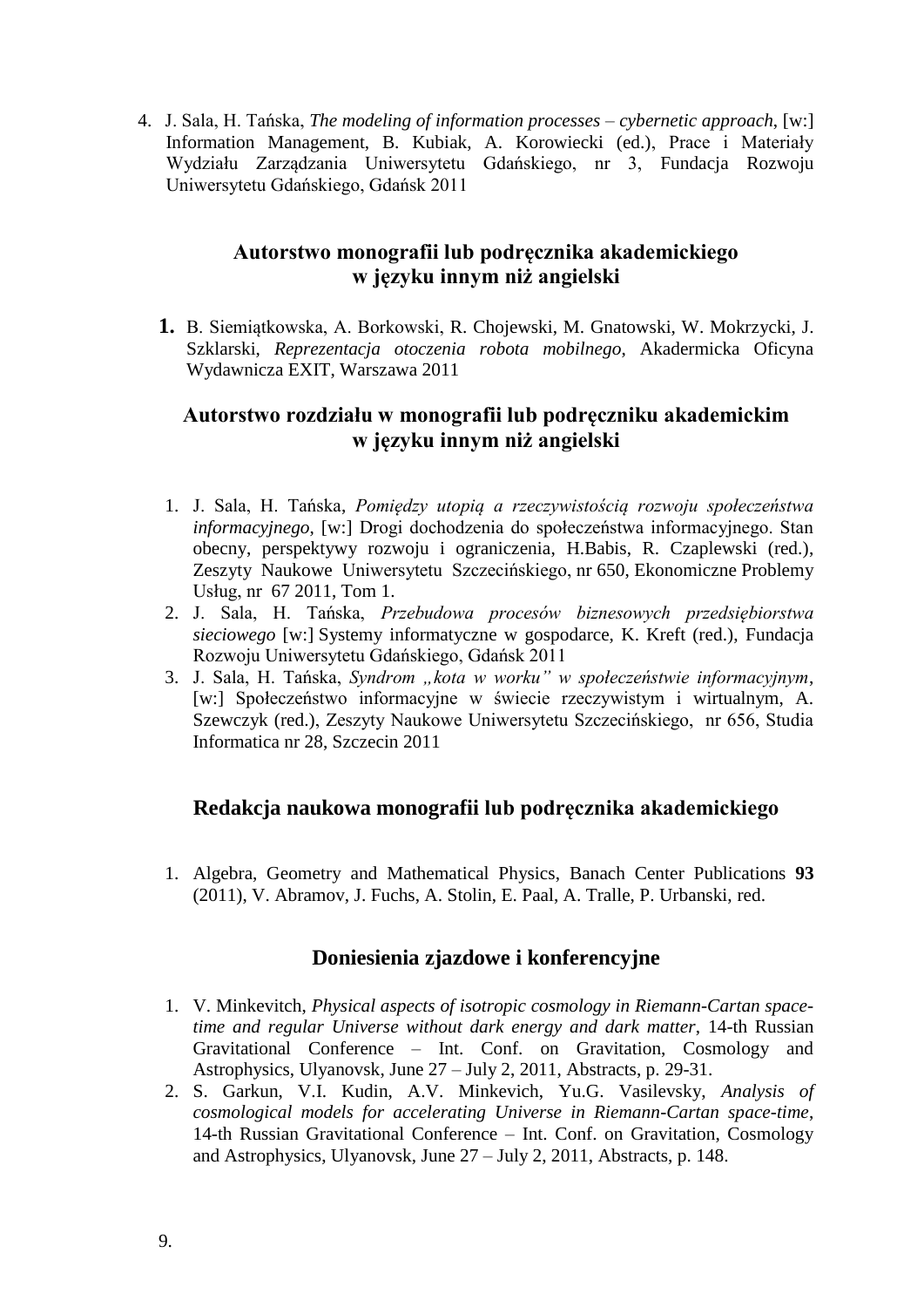4. J. Sala, H. Tańska, *The modeling of information processes – cybernetic approach*, [w:] Information Management, B. Kubiak, A. Korowiecki (ed.), Prace i Materiały Wydziału Zarządzania Uniwersytetu Gdańskiego, nr 3, Fundacja Rozwoju Uniwersytetu Gdańskiego, Gdańsk 2011

## Autorstwo monografii lub podręcznika akademickiego w języku innym niż angielski

1. B. Siemiątkowska, A. Borkowski, R. Chojewski, M. Gnatowski, W. Mokrzycki, J. Szklarski, *Reprezentacja otoczenia robota mobilnego*, Akadermicka Oficyna Wydawnicza EXIT, Warszawa 2011

## Autorstwo rozdziału w monografii lub podręczniku akademickim w języku innym niż angielski

1. J. Sala, H. Tańska, *Pomiędzy utopią a rzeczywistością rozwoju społeczeństwa informacyjnego*, [w:] Drogi dochodzenia do społeczeństwa informacyjnego. Stan obecny, perspektywy rozwoju i ograniczenia, H.Babis, R. Czaplewski (red.), Zeszyty Naukowe Uniwersytetu Szczecińskiego, nr 650, Ekonomiczne Problemy Usług, nr 67 2011, Tom 1.
2. J. Sala, H. Tańska, *Przebudowa procesów biznesowych przedsiębiorstwa sieciowego* [w:] Systemy informatyczne w gospodarce, K. Kreft (red.), Fundacja Rozwoju Uniwersytetu Gdańskiego, Gdańsk 2011
3. J. Sala, H. Tańska, *Syndrom „kota w worku" w społeczeństwie informacyjnym*, [w:] Społeczeństwo informacyjne w świecie rzeczywistym i wirtualnym, A. Szewczyk (red.), Zeszyty Naukowe Uniwersytetu Szczecińskiego, nr 656, Studia Informatica nr 28, Szczecin 2011

## Redakcja naukowa monografii lub podręcznika akademickiego

1. Algebra, Geometry and Mathematical Physics, Banach Center Publications **93** (2011), V. Abramov, J. Fuchs, A. Stolin, E. Paal, A. Tralle, P. Urbanski, red.

## Doniesienia zjazdowe i konferencyjne

1. V. Minkevitch, *Physical aspects of isotropic cosmology in Riemann-Cartan space-time and regular Universe without dark energy and dark matter*, 14-th Russian Gravitational Conference – Int. Conf. on Gravitation, Cosmology and Astrophysics, Ulyanovsk, June 27 – July 2, 2011, Abstracts, p. 29-31.
2. S. Garkun, V.I. Kudin, A.V. Minkevich, Yu.G. Vasilevsky, *Analysis of cosmological models for accelerating Universe in Riemann-Cartan space-time*, 14-th Russian Gravitational Conference – Int. Conf. on Gravitation, Cosmology and Astrophysics, Ulyanovsk, June 27 – July 2, 2011, Abstracts, p. 148.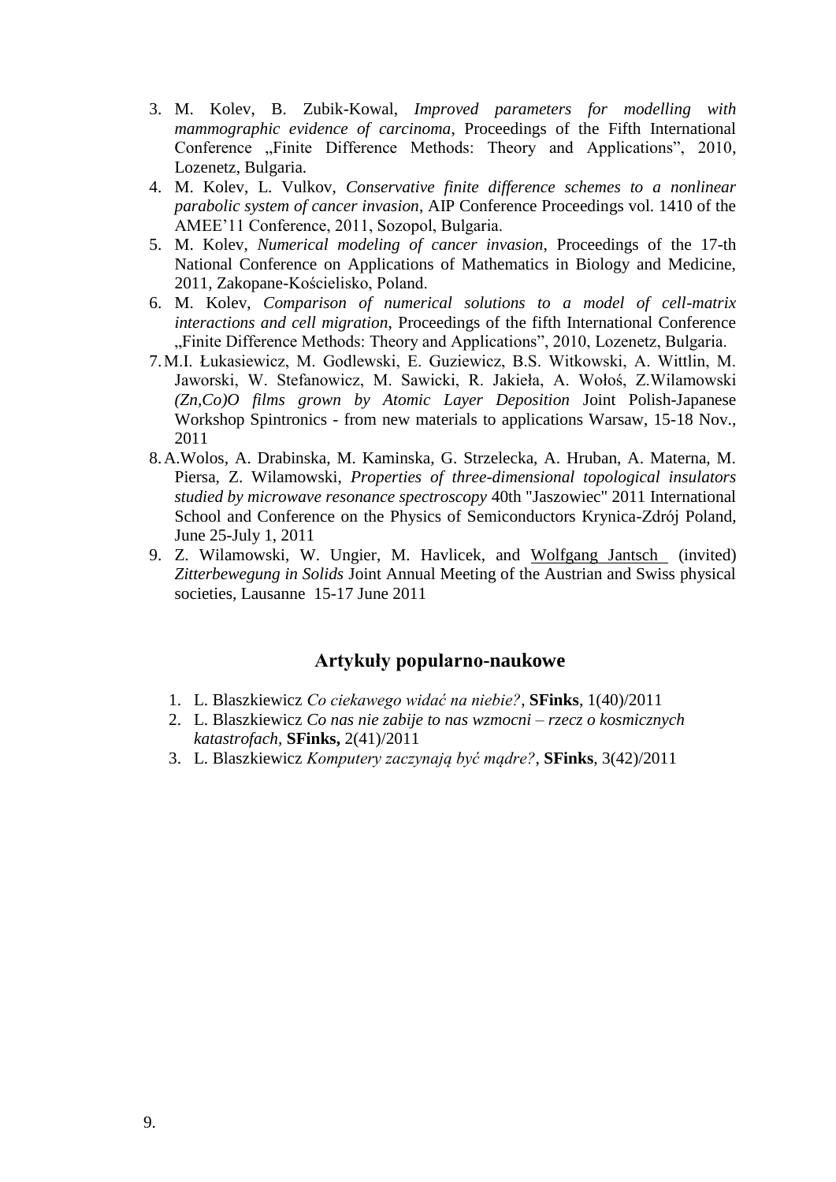3. M. Kolev, B. Zubik-Kowal, *Improved parameters for modelling with mammographic evidence of carcinoma*, Proceedings of the Fifth International Conference „Finite Difference Methods: Theory and Applications", 2010, Lozenetz, Bulgaria.
4. M. Kolev, L. Vulkov, *Conservative finite difference schemes to a nonlinear parabolic system of cancer invasion*, AIP Conference Proceedings vol. 1410 of the AMEE'11 Conference, 2011, Sozopol, Bulgaria.
5. M. Kolev, *Numerical modeling of cancer invasion*, Proceedings of the 17-th National Conference on Applications of Mathematics in Biology and Medicine, 2011, Zakopane-Kościelisko, Poland.
6. M. Kolev, *Comparison of numerical solutions to a model of cell-matrix interactions and cell migration*, Proceedings of the fifth International Conference „Finite Difference Methods: Theory and Applications", 2010, Lozenetz, Bulgaria.
7. M.I. Łukasiewicz, M. Godlewski, E. Guziewicz, B.S. Witkowski, A. Wittlin, M. Jaworski, W. Stefanowicz, M. Sawicki, R. Jakieła, A. Wołoś, Z.Wilamowski *(Zn,Co)O films grown by Atomic Layer Deposition* Joint Polish-Japanese Workshop Spintronics - from new materials to applications Warsaw, 15-18 Nov., 2011
8. A.Wolos, A. Drabinska, M. Kaminska, G. Strzelecka, A. Hruban, A. Materna, M. Piersa, Z. Wilamowski, *Properties of three-dimensional topological insulators studied by microwave resonance spectroscopy* 40th "Jaszowiec" 2011 International School and Conference on the Physics of Semiconductors Krynica-Zdrój Poland, June 25-July 1, 2011
9. Z. Wilamowski, W. Ungier, M. Havlicek, and Wolfgang Jantsch (invited) *Zitterbewegung in Solids* Joint Annual Meeting of the Austrian and Swiss physical societies, Lausanne 15-17 June 2011

## Artykuły popularno-naukowe

1. L. Blaszkiewicz *Co ciekawego widać na niebie?*, **SFinks**, 1(40)/2011
2. L. Blaszkiewicz *Co nas nie zabije to nas wzmocni – rzecz o kosmicznych katastrofach*, **SFinks,** 2(41)/2011
3. L. Blaszkiewicz *Komputery zaczynają być mądre?*, **SFinks**, 3(42)/2011